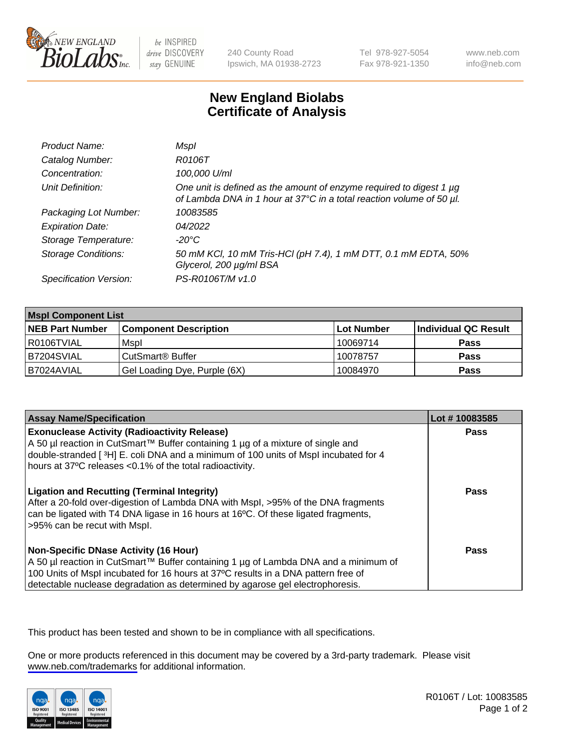# New England Biolabs Certificate of Analysis

| | |
|---|---|
| Product Name: | MspI |
| Catalog Number: | R0106T |
| Concentration: | 100,000 U/ml |
| Unit Definition: | One unit is defined as the amount of enzyme required to digest 1 µg of Lambda DNA in 1 hour at 37°C in a total reaction volume of 50 µl. |
| Packaging Lot Number: | 10083585 |
| Expiration Date: | 04/2022 |
| Storage Temperature: | -20°C |
| Storage Conditions: | 50 mM KCl, 10 mM Tris-HCl (pH 7.4), 1 mM DTT, 0.1 mM EDTA, 50% Glycerol, 200 µg/ml BSA |
| Specification Version: | PS-R0106T/M v1.0 |

| MspI Component List | | | |
|---|---|---|---|
| **NEB Part Number** | **Component Description** | **Lot Number** | **Individual QC Result** |
| R0106TVIAL | MspI | 10069714 | Pass |
| B7204SVIAL | CutSmart® Buffer | 10078757 | Pass |
| B7024AVIAL | Gel Loading Dye, Purple (6X) | 10084970 | Pass |

| Assay Name/Specification | Lot # 10083585 |
|---|---|
| **Exonuclease Activity (Radioactivity Release)**<br>A 50 µl reaction in CutSmart™ Buffer containing 1 µg of a mixture of single and double-stranded [ $^3$H] E. coli DNA and a minimum of 100 units of MspI incubated for 4 hours at 37ºC releases <0.1% of the total radioactivity. | Pass |
| **Ligation and Recutting (Terminal Integrity)**<br>After a 20-fold over-digestion of Lambda DNA with MspI, >95% of the DNA fragments can be ligated with T4 DNA ligase in 16 hours at 16ºC. Of these ligated fragments, >95% can be recut with MspI. | Pass |
| **Non-Specific DNase Activity (16 Hour)**<br>A 50 µl reaction in CutSmart™ Buffer containing 1 µg of Lambda DNA and a minimum of 100 Units of MspI incubated for 16 hours at 37ºC results in a DNA pattern free of detectable nuclease degradation as determined by agarose gel electrophoresis. | Pass |

This product has been tested and shown to be in compliance with all specifications.

One or more products referenced in this document may be covered by a 3rd-party trademark. Please visit www.neb.com/trademarks for additional information.

R0106T / Lot: 10083585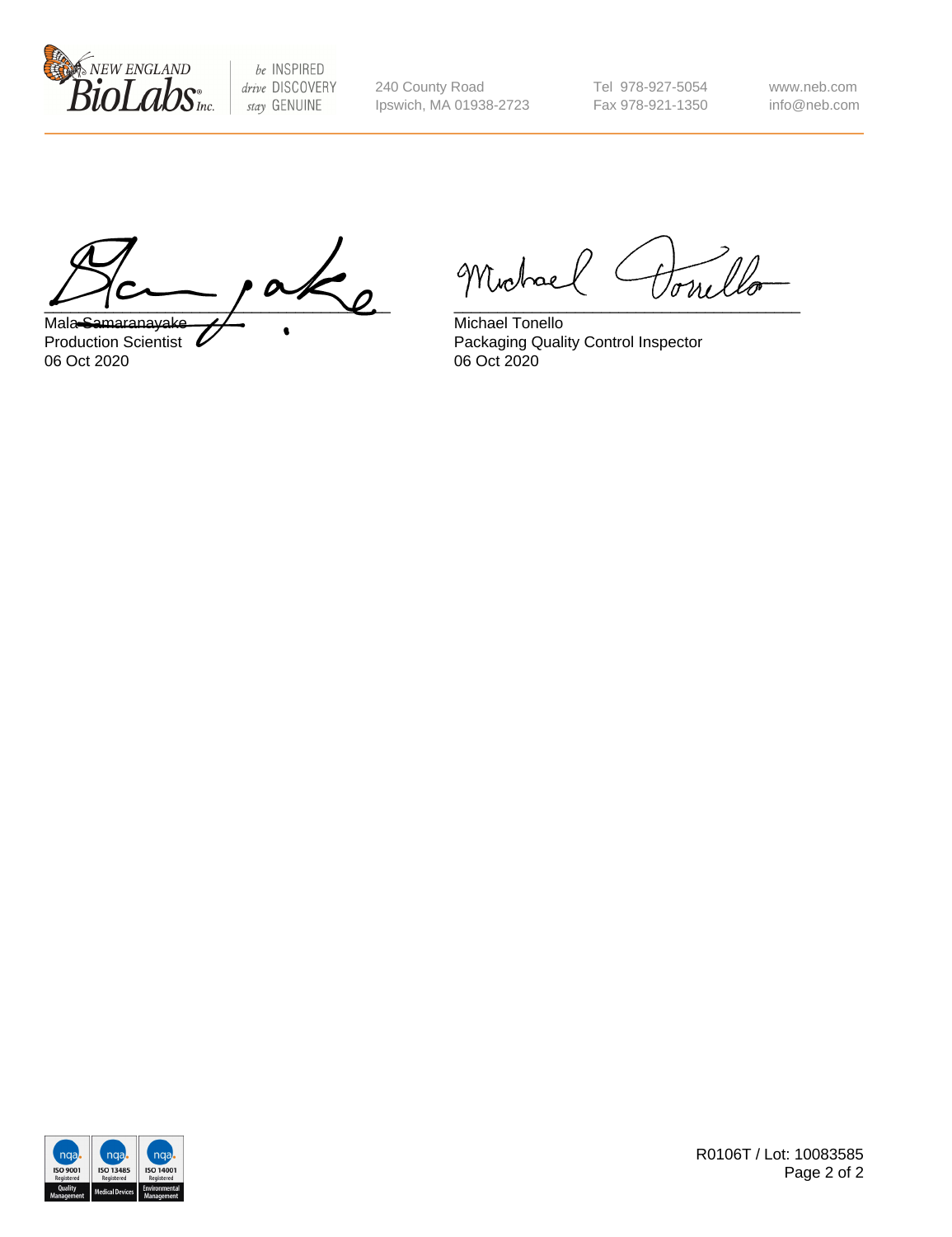Mala Samaranayake
Production Scientist
06 Oct 2020

Michael Tonello
Packaging Quality Control Inspector
06 Oct 2020

R0106T / Lot: 10083585